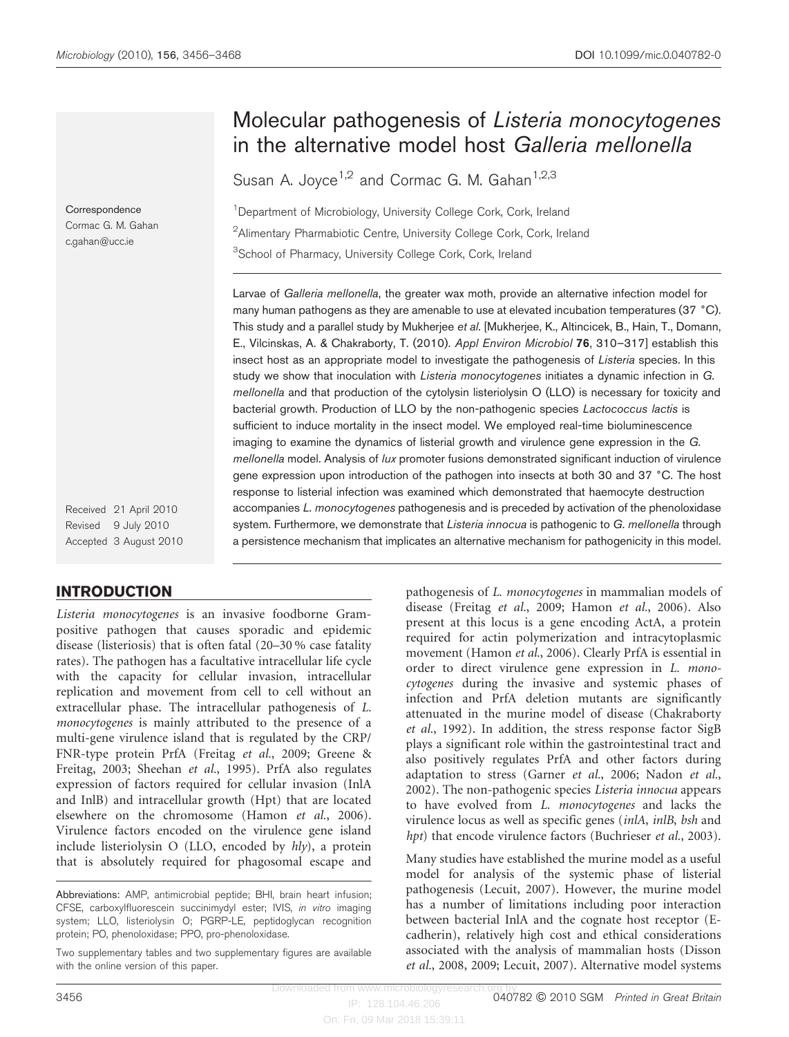# Molecular pathogenesis of *Listeria monocytogenes* in the alternative model host *Galleria mellonella*

Susan A. Joyce[1,2] and Cormac G. M. Gahan[1,2,3]

[1]Department of Microbiology, University College Cork, Cork, Ireland

[2]Alimentary Pharmabiotic Centre, University College Cork, Cork, Ireland

[3]School of Pharmacy, University College Cork, Cork, Ireland

Correspondence
Cormac G. M. Gahan
c.gahan@ucc.ie

Received 21 April 2010
Revised 9 July 2010
Accepted 3 August 2010

Larvae of *Galleria mellonella*, the greater wax moth, provide an alternative infection model for many human pathogens as they are amenable to use at elevated incubation temperatures (37 °C). This study and a parallel study by Mukherjee *et al.* [Mukherjee, K., Altincicek, B., Hain, T., Domann, E., Vilcinskas, A. & Chakraborty, T. (2010). *Appl Environ Microbiol* **76**, 310–317] establish this insect host as an appropriate model to investigate the pathogenesis of *Listeria* species. In this study we show that inoculation with *Listeria monocytogenes* initiates a dynamic infection in *G. mellonella* and that production of the cytolysin listeriolysin O (LLO) is necessary for toxicity and bacterial growth. Production of LLO by the non-pathogenic species *Lactococcus lactis* is sufficient to induce mortality in the insect model. We employed real-time bioluminescence imaging to examine the dynamics of listerial growth and virulence gene expression in the *G. mellonella* model. Analysis of *lux* promoter fusions demonstrated significant induction of virulence gene expression upon introduction of the pathogen into insects at both 30 and 37 °C. The host response to listerial infection was examined which demonstrated that haemocyte destruction accompanies *L. monocytogenes* pathogenesis and is preceded by activation of the phenoloxidase system. Furthermore, we demonstrate that *Listeria innocua* is pathogenic to *G. mellonella* through a persistence mechanism that implicates an alternative mechanism for pathogenicity in this model.

## INTRODUCTION

*Listeria monocytogenes* is an invasive foodborne Gram-positive pathogen that causes sporadic and epidemic disease (listeriosis) that is often fatal (20–30 % case fatality rates). The pathogen has a facultative intracellular life cycle with the capacity for cellular invasion, intracellular replication and movement from cell to cell without an extracellular phase. The intracellular pathogenesis of *L. monocytogenes* is mainly attributed to the presence of a multi-gene virulence island that is regulated by the CRP/FNR-type protein PrfA (Freitag *et al.*, 2009; Greene & Freitag, 2003; Sheehan *et al.*, 1995). PrfA also regulates expression of factors required for cellular invasion (InlA and InlB) and intracellular growth (Hpt) that are located elsewhere on the chromosome (Hamon *et al.*, 2006). Virulence factors encoded on the virulence gene island include listeriolysin O (LLO, encoded by *hly*), a protein that is absolutely required for phagosomal escape and pathogenesis of *L. monocytogenes* in mammalian models of disease (Freitag *et al.*, 2009; Hamon *et al.*, 2006). Also present at this locus is a gene encoding ActA, a protein required for actin polymerization and intracytoplasmic movement (Hamon *et al.*, 2006). Clearly PrfA is essential in order to direct virulence gene expression in *L. monocytogenes* during the invasive and systemic phases of infection and PrfA deletion mutants are significantly attenuated in the murine model of disease (Chakraborty *et al.*, 1992). In addition, the stress response factor SigB plays a significant role within the gastrointestinal tract and also positively regulates PrfA and other factors during adaptation to stress (Garner *et al.*, 2006; Nadon *et al.*, 2002). The non-pathogenic species *Listeria innocua* appears to have evolved from *L. monocytogenes* and lacks the virulence locus as well as specific genes (*inlA*, *inlB*, *bsh* and *hpt*) that encode virulence factors (Buchrieser *et al.*, 2003).

Many studies have established the murine model as a useful model for analysis of the systemic phase of listerial pathogenesis (Lecuit, 2007). However, the murine model has a number of limitations including poor interaction between bacterial InlA and the cognate host receptor (E-cadherin), relatively high cost and ethical considerations associated with the analysis of mammalian hosts (Disson *et al.*, 2008, 2009; Lecuit, 2007). Alternative model systems

Abbreviations: AMP, antimicrobial peptide; BHI, brain heart infusion; CFSE, carboxylfluorescein succinimydyl ester; IVIS, *in vitro* imaging system; LLO, listeriolysin O; PGRP-LE, peptidoglycan recognition protein; PO, phenoloxidase; PPO, pro-phenoloxidase.

Two supplementary tables and two supplementary figures are available with the online version of this paper.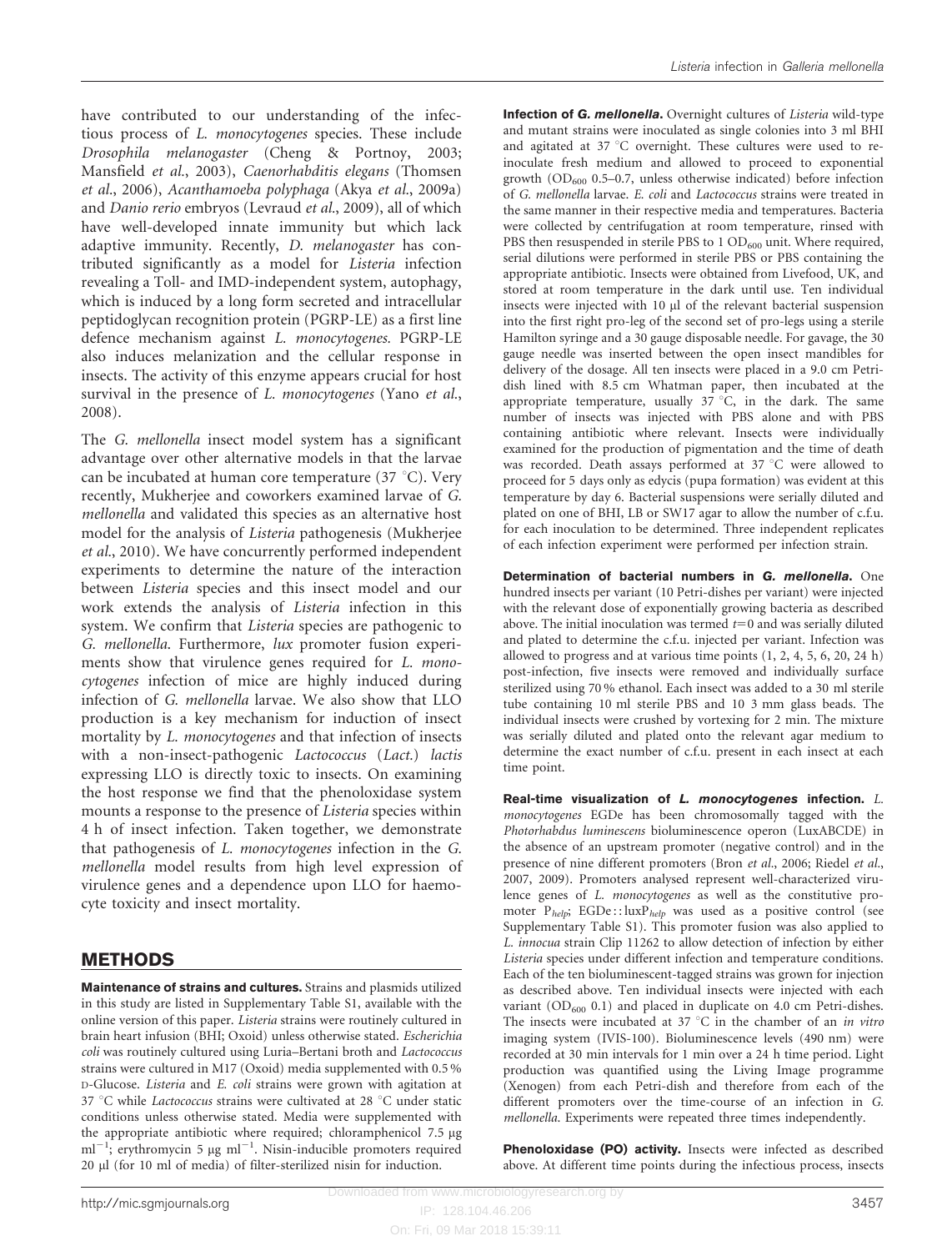have contributed to our understanding of the infectious process of *L. monocytogenes* species. These include *Drosophila melanogaster* (Cheng & Portnoy, 2003; Mansfield *et al.*, 2003), *Caenorhabditis elegans* (Thomsen *et al.*, 2006), *Acanthamoeba polyphaga* (Akya *et al.*, 2009a) and *Danio rerio* embryos (Levraud *et al.*, 2009), all of which have well-developed innate immunity but which lack adaptive immunity. Recently, *D. melanogaster* has contributed significantly as a model for *Listeria* infection revealing a Toll- and IMD-independent system, autophagy, which is induced by a long form secreted and intracellular peptidoglycan recognition protein (PGRP-LE) as a first line defence mechanism against *L. monocytogenes*. PGRP-LE also induces melanization and the cellular response in insects. The activity of this enzyme appears crucial for host survival in the presence of *L. monocytogenes* (Yano *et al.*, 2008).

The *G. mellonella* insect model system has a significant advantage over other alternative models in that the larvae can be incubated at human core temperature (37 °C). Very recently, Mukherjee and coworkers examined larvae of *G. mellonella* and validated this species as an alternative host model for the analysis of *Listeria* pathogenesis (Mukherjee *et al.*, 2010). We have concurrently performed independent experiments to determine the nature of the interaction between *Listeria* species and this insect model and our work extends the analysis of *Listeria* infection in this system. We confirm that *Listeria* species are pathogenic to *G. mellonella*. Furthermore, *lux* promoter fusion experiments show that virulence genes required for *L. monocytogenes* infection of mice are highly induced during infection of *G. mellonella* larvae. We also show that LLO production is a key mechanism for induction of insect mortality by *L. monocytogenes* and that infection of insects with a non-insect-pathogenic *Lactococcus* (*Lact.*) *lactis* expressing LLO is directly toxic to insects. On examining the host response we find that the phenoloxidase system mounts a response to the presence of *Listeria* species within 4 h of insect infection. Taken together, we demonstrate that pathogenesis of *L. monocytogenes* infection in the *G. mellonella* model results from high level expression of virulence genes and a dependence upon LLO for haemocyte toxicity and insect mortality.

## METHODS

**Maintenance of strains and cultures.** Strains and plasmids utilized in this study are listed in Supplementary Table S1, available with the online version of this paper. *Listeria* strains were routinely cultured in brain heart infusion (BHI; Oxoid) unless otherwise stated. *Escherichia coli* was routinely cultured using Luria–Bertani broth and *Lactococcus* strains were cultured in M17 (Oxoid) media supplemented with 0.5 % D-Glucose. *Listeria* and *E. coli* strains were grown with agitation at 37 °C while *Lactococcus* strains were cultivated at 28 °C under static conditions unless otherwise stated. Media were supplemented with the appropriate antibiotic where required; chloramphenicol 7.5 μg ml$^{-1}$; erythromycin 5 μg ml$^{-1}$. Nisin-inducible promoters required 20 μl (for 10 ml of media) of filter-sterilized nisin for induction.

**Infection of *G. mellonella*.** Overnight cultures of *Listeria* wild-type and mutant strains were inoculated as single colonies into 3 ml BHI and agitated at 37 °C overnight. These cultures were used to re-inoculate fresh medium and allowed to proceed to exponential growth ($OD_{600}$ 0.5–0.7, unless otherwise indicated) before infection of *G. mellonella* larvae. *E. coli* and *Lactococcus* strains were treated in the same manner in their respective media and temperatures. Bacteria were collected by centrifugation at room temperature, rinsed with PBS then resuspended in sterile PBS to 1 $OD_{600}$ unit. Where required, serial dilutions were performed in sterile PBS or PBS containing the appropriate antibiotic. Insects were obtained from Livefood, UK, and stored at room temperature in the dark until use. Ten individual insects were injected with 10 μl of the relevant bacterial suspension into the first right pro-leg of the second set of pro-legs using a sterile Hamilton syringe and a 30 gauge disposable needle. For gavage, the 30 gauge needle was inserted between the open insect mandibles for delivery of the dosage. All ten insects were placed in a 9.0 cm Petri-dish lined with 8.5 cm Whatman paper, then incubated at the appropriate temperature, usually 37 °C, in the dark. The same number of insects was injected with PBS alone and with PBS containing antibiotic where relevant. Insects were individually examined for the production of pigmentation and the time of death was recorded. Death assays performed at 37 °C were allowed to proceed for 5 days only as edycis (pupa formation) was evident at this temperature by day 6. Bacterial suspensions were serially diluted and plated on one of BHI, LB or SW17 agar to allow the number of c.f.u. for each inoculation to be determined. Three independent replicates of each infection experiment were performed per infection strain.

**Determination of bacterial numbers in *G. mellonella*.** One hundred insects per variant (10 Petri-dishes per variant) were injected with the relevant dose of exponentially growing bacteria as described above. The initial inoculation was termed $t=0$ and was serially diluted and plated to determine the c.f.u. injected per variant. Infection was allowed to progress and at various time points (1, 2, 4, 5, 6, 20, 24 h) post-infection, five insects were removed and individually surface sterilized using 70 % ethanol. Each insect was added to a 30 ml sterile tube containing 10 ml sterile PBS and 10 3 mm glass beads. The individual insects were crushed by vortexing for 2 min. The mixture was serially diluted and plated onto the relevant agar medium to determine the exact number of c.f.u. present in each insect at each time point.

**Real-time visualization of *L. monocytogenes* infection.** *L. monocytogenes* EGDe has been chromosomally tagged with the *Photorhabdus luminescens* bioluminescence operon (LuxABCDE) in the absence of an upstream promoter (negative control) and in the presence of nine different promoters (Bron *et al.*, 2006; Riedel *et al.*, 2007, 2009). Promoters analysed represent well-characterized virulence genes of *L. monocytogenes* as well as the constitutive promoter $P_{help}$; EGDe::lux$P_{help}$ was used as a positive control (see Supplementary Table S1). This promoter fusion was also applied to *L. innocua* strain Clip 11262 to allow detection of infection by either *Listeria* species under different infection and temperature conditions. Each of the ten bioluminescent-tagged strains was grown for injection as described above. Ten individual insects were injected with each variant ($OD_{600}$ 0.1) and placed in duplicate on 4.0 cm Petri-dishes. The insects were incubated at 37 °C in the chamber of an *in vitro* imaging system (IVIS-100). Bioluminescence levels (490 nm) were recorded at 30 min intervals for 1 min over a 24 h time period. Light production was quantified using the Living Image programme (Xenogen) from each Petri-dish and therefore from each of the different promoters over the time-course of an infection in *G. mellonella*. Experiments were repeated three times independently.

**Phenoloxidase (PO) activity.** Insects were infected as described above. At different time points during the infectious process, insects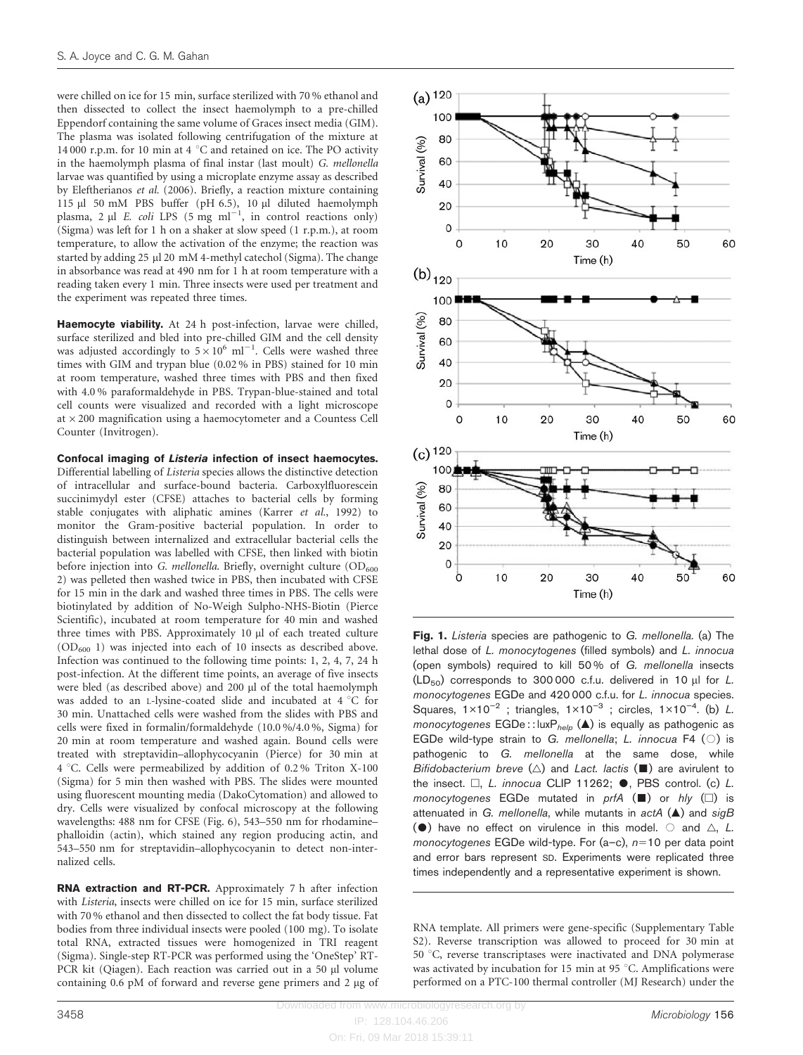were chilled on ice for 15 min, surface sterilized with 70 % ethanol and then dissected to collect the insect haemolymph to a pre-chilled Eppendorf containing the same volume of Graces insect media (GIM). The plasma was isolated following centrifugation of the mixture at 14 000 r.p.m. for 10 min at 4 °C and retained on ice. The PO activity in the haemolymph plasma of final instar (last moult) *G. mellonella* larvae was quantified by using a microplate enzyme assay as described by Eleftherianos *et al.* (2006). Briefly, a reaction mixture containing 115 μl 50 mM PBS buffer (pH 6.5), 10 μl diluted haemolymph plasma, 2 μl *E. coli* LPS (5 mg $ml^{-1}$, in control reactions only) (Sigma) was left for 1 h on a shaker at slow speed (1 r.p.m.), at room temperature, to allow the activation of the enzyme; the reaction was started by adding 25 μl 20 mM 4-methyl catechol (Sigma). The change in absorbance was read at 490 nm for 1 h at room temperature with a reading taken every 1 min. Three insects were used per treatment and the experiment was repeated three times.

**Haemocyte viability.** At 24 h post-infection, larvae were chilled, surface sterilized and bled into pre-chilled GIM and the cell density was adjusted accordingly to $5\times10^6$ $ml^{-1}$. Cells were washed three times with GIM and trypan blue (0.02 % in PBS) stained for 10 min at room temperature, washed three times with PBS and then fixed with 4.0 % paraformaldehyde in PBS. Trypan-blue-stained and fixed cell counts were visualized and recorded with a light microscope at ×200 magnification using a haemocytometer and a Countess Cell Counter (Invitrogen).

**Confocal imaging of *Listeria* infection of insect haemocytes.** Differential labelling of *Listeria* species allows the distinctive detection of intracellular and surface-bound bacteria. Carboxylfluorescein succinimydyl ester (CFSE) attaches to bacterial cells by forming stable conjugates with aliphatic amines (Karrer *et al.*, 1992) to monitor the Gram-positive bacterial population. In order to distinguish between internalized and extracellular bacterial cells the bacterial population was labelled with CFSE, then linked with biotin before injection into *G. mellonella*. Briefly, overnight culture ($OD_{600}$ 2) was pelleted then washed twice in PBS, then incubated with CFSE for 15 min in the dark and washed three times in PBS. The cells were biotinylated by addition of No-Weigh Sulpho-NHS-Biotin (Pierce Scientific), incubated at room temperature for 40 min and washed three times with PBS. Approximately 10 μl of each treated culture ($OD_{600}$ 1) was injected into each of 10 insects as described above. Infection was continued to the following time points: 1, 2, 4, 7, 24 h post-infection. At the different time points, an average of five insects were bled (as described above) and 200 μl of the total haemolymph was added to an L-lysine-coated slide and incubated at 4 °C for 30 min. Unattached cells were washed from the slides with PBS and cells were fixed in formalin/formaldehyde (10.0 %/4.0 %, Sigma) for 20 min at room temperature and washed again. Bound cells were treated with streptavidin–allophycocyanin (Pierce) for 30 min at 4 °C. Cells were permeabilized by addition of 0.2 % Triton X-100 (Sigma) for 5 min then washed with PBS. The slides were mounted using fluorescent mounting media (DakoCytomation) and allowed to dry. Cells were visualized by confocal microscopy at the following wavelengths: 488 nm for CFSE (Fig. 6), 543–550 nm for rhodamine–phalloidin (actin), which stained any region producing actin, and 543–550 nm for streptavidin–allophycocyanin to detect non-internalized cells.

**RNA extraction and RT-PCR.** Approximately 7 h after infection with *Listeria*, insects were chilled on ice for 15 min, surface sterilized with 70 % ethanol and then dissected to collect the fat body tissue. Fat bodies from three individual insects were pooled (100 mg). To isolate total RNA, extracted tissues were homogenized in TRI reagent (Sigma). Single-step RT-PCR was performed using the 'OneStep' RT-PCR kit (Qiagen). Each reaction was carried out in a 50 μl volume containing 0.6 pM of forward and reverse gene primers and 2 μg of RNA template. All primers were gene-specific (Supplementary Table S2). Reverse transcription was allowed to proceed for 30 min at 50 °C, reverse transcriptases were inactivated and DNA polymerase was activated by incubation for 15 min at 95 °C. Amplifications were performed on a PTC-100 thermal controller (MJ Research) under the

**Fig. 1.** *Listeria* species are pathogenic to *G. mellonella.* (a) The lethal dose of *L. monocytogenes* (filled symbols) and *L. innocua* (open symbols) required to kill 50 % of *G. mellonella* insects ($LD_{50}$) corresponds to 300 000 c.f.u. delivered in 10 μl for *L. monocytogenes* and 420 000 c.f.u. for *L. innocua* species. Squares, $1\times10^{-2}$ ; triangles, $1\times10^{-3}$ ; circles, $1\times10^{-4}$. (b) *L. monocytogenes* EGDe::lux$P_{help}$ (▲) is equally as pathogenic as EGDe wild-type strain to *G. mellonella*; *L. innocua* F4 (○) is pathogenic to *G. mellonella* at the same dose, while *Bifidobacterium breve* (△) and *Lact. lactis* (■) are avirulent to the insect. □, *L. innocua* CLIP 11262; ●, PBS control. (c) *L. monocytogenes* EGDe mutated in *prfA* (■) or *hly* (□) is attenuated in *G. mellonella*, while mutants in *actA* (▲) and *sigB* (●) have no effect on virulence in this model. ○ and △, *L. monocytogenes* EGDe wild-type. For (a–c), *n*=10 per data point and error bars represent SD. Experiments were replicated three times independently and a representative experiment is shown.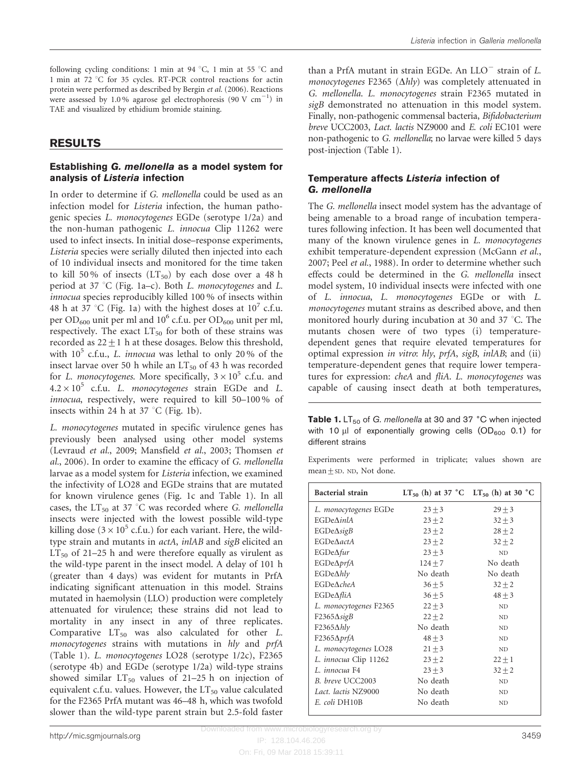following cycling conditions: 1 min at 94 °C, 1 min at 55 °C and 1 min at 72 °C for 35 cycles. RT-PCR control reactions for actin protein were performed as described by Bergin *et al.* (2006). Reactions were assessed by 1.0 % agarose gel electrophoresis (90 V $cm^{-1}$) in TAE and visualized by ethidium bromide staining.

## RESULTS

### Establishing *G. mellonella* as a model system for analysis of *Listeria* infection

In order to determine if *G. mellonella* could be used as an infection model for *Listeria* infection, the human pathogenic species *L. monocytogenes* EGDe (serotype 1/2a) and the non-human pathogenic *L. innocua* Clip 11262 were used to infect insects. In initial dose–response experiments, *Listeria* species were serially diluted then injected into each of 10 individual insects and monitored for the time taken to kill 50 % of insects ($LT_{50}$) by each dose over a 48 h period at 37 °C (Fig. 1a–c). Both *L. monocytogenes* and *L. innocua* species reproducibly killed 100 % of insects within 48 h at 37 °C (Fig. 1a) with the highest doses at $10^7$ c.f.u. per $OD_{600}$ unit per ml and $10^6$ c.f.u. per $OD_{600}$ unit per ml, respectively. The exact $LT_{50}$ for both of these strains was recorded as $22 \pm 1$ h at these dosages. Below this threshold, with $10^5$ c.f.u., *L. innocua* was lethal to only 20 % of the insect larvae over 50 h while an $LT_{50}$ of 43 h was recorded for *L. monocytogenes*. More specifically, $3 \times 10^5$ c.f.u. and $4.2 \times 10^5$ c.f.u. *L. monocytogenes* strain EGDe and *L. innocua*, respectively, were required to kill 50–100 % of insects within 24 h at 37 °C (Fig. 1b).

*L. monocytogenes* mutated in specific virulence genes has previously been analysed using other model systems (Levraud *et al.*, 2009; Mansfield *et al.*, 2003; Thomsen *et al.*, 2006). In order to examine the efficacy of *G. mellonella* larvae as a model system for *Listeria* infection, we examined the infectivity of LO28 and EGDe strains that are mutated for known virulence genes (Fig. 1c and Table 1). In all cases, the $LT_{50}$ at 37 °C was recorded where *G. mellonella* insects were injected with the lowest possible wild-type killing dose ($3 \times 10^5$ c.f.u.) for each variant. Here, the wild-type strain and mutants in *actA*, *inlAB* and *sigB* elicited an $LT_{50}$ of 21–25 h and were therefore equally as virulent as the wild-type parent in the insect model. A delay of 101 h (greater than 4 days) was evident for mutants in PrfA indicating significant attenuation in this model. Strains mutated in haemolysin (LLO) production were completely attenuated for virulence; these strains did not lead to mortality in any insect in any of three replicates. Comparative $LT_{50}$ was also calculated for other *L. monocytogenes* strains with mutations in *hly* and *prfA* (Table 1). *L. monocytogenes* LO28 (serotype 1/2c), F2365 (serotype 4b) and EGDe (serotype 1/2a) wild-type strains showed similar $LT_{50}$ values of 21–25 h on injection of equivalent c.f.u. values. However, the $LT_{50}$ value calculated for the F2365 PrfA mutant was 46–48 h, which was twofold slower than the wild-type parent strain but 2.5-fold faster than a PrfA mutant in strain EGDe. An $LLO^-$ strain of *L. monocytogenes* F2365 (Δ*hly*) was completely attenuated in *G. mellonella*. *L. monocytogenes* strain F2365 mutated in *sigB* demonstrated no attenuation in this model system. Finally, non-pathogenic commensal bacteria, *Bifidobacterium breve* UCC2003, *Lact. lactis* NZ9000 and *E. coli* EC101 were non-pathogenic to *G. mellonella*; no larvae were killed 5 days post-injection (Table 1).

### Temperature affects *Listeria* infection of *G. mellonella*

The *G. mellonella* insect model system has the advantage of being amenable to a broad range of incubation temperatures following infection. It has been well documented that many of the known virulence genes in *L. monocytogenes* exhibit temperature-dependent expression (McGann *et al.*, 2007; Peel *et al.*, 1988). In order to determine whether such effects could be determined in the *G. mellonella* insect model system, 10 individual insects were infected with one of *L. innocua*, *L. monocytogenes* EGDe or with *L. monocytogenes* mutant strains as described above, and then monitored hourly during incubation at 30 and 37 °C. The mutants chosen were of two types (i) temperature-dependent genes that require elevated temperatures for optimal expression *in vitro*: *hly*, *prfA*, *sigB*, *inlAB*; and (ii) temperature-dependent genes that require lower temperatures for expression: *cheA* and *fliA*. *L. monocytogenes* was capable of causing insect death at both temperatures,

**Table 1.** $LT_{50}$ of *G. mellonella* at 30 and 37 °C when injected with 10 μl of exponentially growing cells ($OD_{600}$ 0.1) for different strains

Experiments were performed in triplicate; values shown are mean ± SD. ND, Not done.

| Bacterial strain | $LT_{50}$ (h) at 37 °C | $LT_{50}$ (h) at 30 °C |
|---|---|---|
| *L. monocytogenes* EGDe | 23 ± 3 | 29 ± 3 |
| EGDeΔ*inlA* | 23 ± 2 | 32 ± 3 |
| EGDeΔ*sigB* | 23 ± 2 | 28 ± 2 |
| EGDeΔ*actA* | 23 ± 2 | 32 ± 2 |
| EGDeΔ*fur* | 23 ± 3 | ND |
| EGDeΔ*prfA* | 124 ± 7 | No death |
| EGDeΔ*hly* | No death | No death |
| EGDeΔ*cheA* | 36 ± 5 | 32 ± 2 |
| EGDeΔ*fliA* | 36 ± 5 | 48 ± 3 |
| *L. monocytogenes* F2365 | 22 ± 3 | ND |
| F2365Δ*sigB* | 22 ± 2 | ND |
| F2365Δ*hly* | No death | ND |
| F2365Δ*prfA* | 48 ± 3 | ND |
| *L. monocytogenes* LO28 | 21 ± 3 | ND |
| *L. innocua* Clip 11262 | 23 ± 2 | 22 ± 1 |
| *L. innocua* F4 | 23 ± 3 | 32 ± 2 |
| *B. breve* UCC2003 | No death | ND |
| *Lact. lactis* NZ9000 | No death | ND |
| *E. coli* DH10B | No death | ND |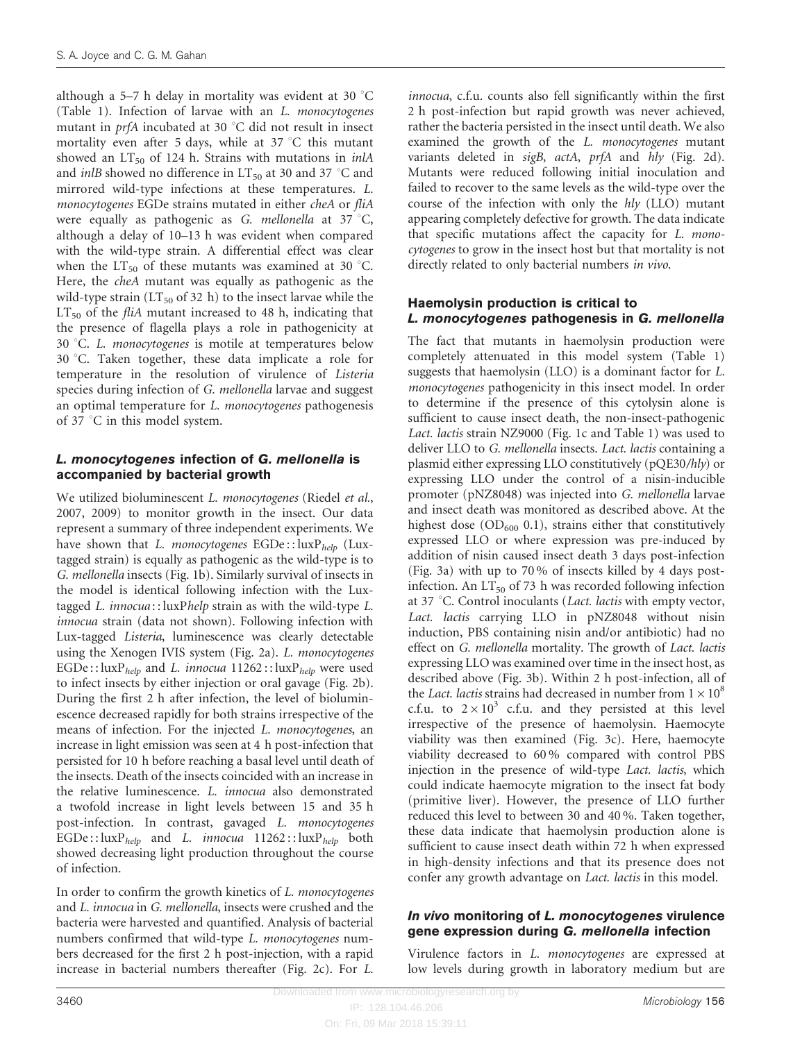although a 5–7 h delay in mortality was evident at 30 °C (Table 1). Infection of larvae with an *L. monocytogenes* mutant in *prfA* incubated at 30 °C did not result in insect mortality even after 5 days, while at 37 °C this mutant showed an $LT_{50}$ of 124 h. Strains with mutations in *inlA* and *inlB* showed no difference in $LT_{50}$ at 30 and 37 °C and mirrored wild-type infections at these temperatures. *L. monocytogenes* EGDe strains mutated in either *cheA* or *fliA* were equally as pathogenic as *G. mellonella* at 37 °C, although a delay of 10–13 h was evident when compared with the wild-type strain. A differential effect was clear when the $LT_{50}$ of these mutants was examined at 30 °C. Here, the *cheA* mutant was equally as pathogenic as the wild-type strain ($LT_{50}$ of 32 h) to the insect larvae while the $LT_{50}$ of the *fliA* mutant increased to 48 h, indicating that the presence of flagella plays a role in pathogenicity at 30 °C. *L. monocytogenes* is motile at temperatures below 30 °C. Taken together, these data implicate a role for temperature in the resolution of virulence of *Listeria* species during infection of *G. mellonella* larvae and suggest an optimal temperature for *L. monocytogenes* pathogenesis of 37 °C in this model system.

## *L. monocytogenes* infection of *G. mellonella* is accompanied by bacterial growth

We utilized bioluminescent *L. monocytogenes* (Riedel *et al.*, 2007, 2009) to monitor growth in the insect. Our data represent a summary of three independent experiments. We have shown that *L. monocytogenes* EGDe::lux$P_{help}$ (Lux-tagged strain) is equally as pathogenic as the wild-type is to *G. mellonella* insects (Fig. 1b). Similarly survival of insects in the model is identical following infection with the Lux-tagged *L. innocua*::luxP*help* strain as with the wild-type *L. innocua* strain (data not shown). Following infection with Lux-tagged *Listeria*, luminescence was clearly detectable using the Xenogen IVIS system (Fig. 2a). *L. monocytogenes* EGDe::lux$P_{help}$ and *L. innocua* 11262::lux$P_{help}$ were used to infect insects by either injection or oral gavage (Fig. 2b). During the first 2 h after infection, the level of bioluminescence decreased rapidly for both strains irrespective of the means of infection. For the injected *L. monocytogenes*, an increase in light emission was seen at 4 h post-infection that persisted for 10 h before reaching a basal level until death of the insects. Death of the insects coincided with an increase in the relative luminescence. *L. innocua* also demonstrated a twofold increase in light levels between 15 and 35 h post-infection. In contrast, gavaged *L. monocytogenes* EGDe::lux$P_{help}$ and *L. innocua* 11262::lux$P_{help}$ both showed decreasing light production throughout the course of infection.

In order to confirm the growth kinetics of *L. monocytogenes* and *L. innocua* in *G. mellonella*, insects were crushed and the bacteria were harvested and quantified. Analysis of bacterial numbers confirmed that wild-type *L. monocytogenes* numbers decreased for the first 2 h post-injection, with a rapid increase in bacterial numbers thereafter (Fig. 2c). For *L. innocua*, c.f.u. counts also fell significantly within the first 2 h post-infection but rapid growth was never achieved, rather the bacteria persisted in the insect until death. We also examined the growth of the *L. monocytogenes* mutant variants deleted in *sigB*, *actA*, *prfA* and *hly* (Fig. 2d). Mutants were reduced following initial inoculation and failed to recover to the same levels as the wild-type over the course of the infection with only the *hly* (LLO) mutant appearing completely defective for growth. The data indicate that specific mutations affect the capacity for *L. monocytogenes* to grow in the insect host but that mortality is not directly related to only bacterial numbers *in vivo*.

## Haemolysin production is critical to *L. monocytogenes* pathogenesis in *G. mellonella*

The fact that mutants in haemolysin production were completely attenuated in this model system (Table 1) suggests that haemolysin (LLO) is a dominant factor for *L. monocytogenes* pathogenicity in this insect model. In order to determine if the presence of this cytolysin alone is sufficient to cause insect death, the non-insect-pathogenic *Lact. lactis* strain NZ9000 (Fig. 1c and Table 1) was used to deliver LLO to *G. mellonella* insects. *Lact. lactis* containing a plasmid either expressing LLO constitutively (pQE30/*hly*) or expressing LLO under the control of a nisin-inducible promoter (pNZ8048) was injected into *G. mellonella* larvae and insect death was monitored as described above. At the highest dose ($OD_{600}$ 0.1), strains either that constitutively expressed LLO or where expression was pre-induced by addition of nisin caused insect death 3 days post-infection (Fig. 3a) with up to 70 % of insects killed by 4 days post-infection. An $LT_{50}$ of 73 h was recorded following infection at 37 °C. Control inoculants (*Lact. lactis* with empty vector, *Lact. lactis* carrying LLO in pNZ8048 without nisin induction, PBS containing nisin and/or antibiotic) had no effect on *G. mellonella* mortality. The growth of *Lact. lactis* expressing LLO was examined over time in the insect host, as described above (Fig. 3b). Within 2 h post-infection, all of the *Lact. lactis* strains had decreased in number from $1 \times 10^8$ c.f.u. to $2 \times 10^3$ c.f.u. and they persisted at this level irrespective of the presence of haemolysin. Haemocyte viability was then examined (Fig. 3c). Here, haemocyte viability decreased to 60 % compared with control PBS injection in the presence of wild-type *Lact. lactis*, which could indicate haemocyte migration to the insect fat body (primitive liver). However, the presence of LLO further reduced this level to between 30 and 40 %. Taken together, these data indicate that haemolysin production alone is sufficient to cause insect death within 72 h when expressed in high-density infections and that its presence does not confer any growth advantage on *Lact. lactis* in this model.

## *In vivo* monitoring of *L. monocytogenes* virulence gene expression during *G. mellonella* infection

Virulence factors in *L. monocytogenes* are expressed at low levels during growth in laboratory medium but are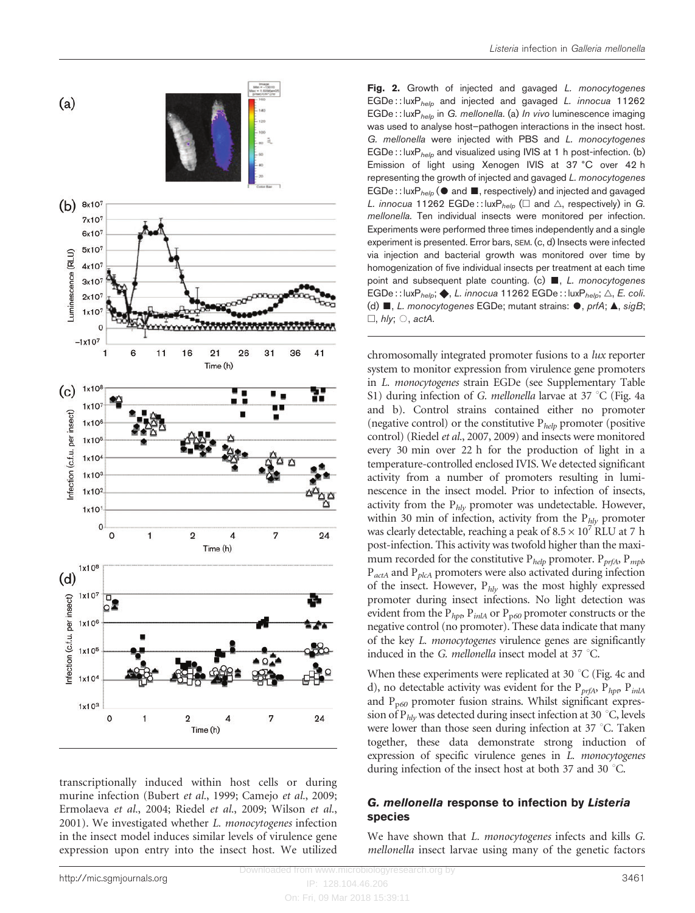**Fig. 2.** Growth of injected and gavaged *L. monocytogenes* EGDe::lux$P_{help}$ and injected and gavaged *L. innocua* 11262 EGDe::lux$P_{help}$ in *G. mellonella*. (a) *In vivo* luminescence imaging was used to analyse host–pathogen interactions in the insect host. *G. mellonella* were injected with PBS and *L. monocytogenes* EGDe::lux$P_{help}$ and visualized using IVIS at 1 h post-infection. (b) Emission of light using Xenogen IVIS at 37 °C over 42 h representing the growth of injected and gavaged *L. monocytogenes* EGDe::lux$P_{help}$ (● and ■, respectively) and injected and gavaged *L. innocua* 11262 EGDe::lux$P_{help}$ (□ and △, respectively) in *G. mellonella*. Ten individual insects were monitored per infection. Experiments were performed three times independently and a single experiment is presented. Error bars, SEM. (c, d) Insects were infected via injection and bacterial growth was monitored over time by homogenization of five individual insects per treatment at each time point and subsequent plate counting. (c) ■, *L. monocytogenes* EGDe::lux$P_{help}$; ◆, *L. innocua* 11262 EGDe::lux$P_{help}$; △, *E. coli*. (d) ■, *L. monocytogenes* EGDe; mutant strains: ●, *prfA*; ▲, *sigB*; □, *hly*; ○, *actA*.

transcriptionally induced within host cells or during murine infection (Bubert *et al.*, 1999; Camejo *et al.*, 2009; Ermolaeva *et al.*, 2004; Riedel *et al.*, 2009; Wilson *et al.*, 2001). We investigated whether *L. monocytogenes* infection in the insect model induces similar levels of virulence gene expression upon entry into the insect host. We utilized chromosomally integrated promoter fusions to a *lux* reporter system to monitor expression from virulence gene promoters in *L. monocytogenes* strain EGDe (see Supplementary Table S1) during infection of *G. mellonella* larvae at 37 °C (Fig. 4a and b). Control strains contained either no promoter (negative control) or the constitutive $P_{help}$ promoter (positive control) (Riedel *et al.*, 2007, 2009) and insects were monitored every 30 min over 22 h for the production of light in a temperature-controlled enclosed IVIS. We detected significant activity from a number of promoters resulting in luminescence in the insect model. Prior to infection of insects, activity from the $P_{hly}$ promoter was undetectable. However, within 30 min of infection, activity from the $P_{hly}$ promoter was clearly detectable, reaching a peak of $8.5 \times 10^7$ RLU at 7 h post-infection. This activity was twofold higher than the maximum recorded for the constitutive $P_{help}$ promoter. $P_{prfA}$, $P_{mpl}$, $P_{actA}$ and $P_{plcA}$ promoters were also activated during infection of the insect. However, $P_{hly}$ was the most highly expressed promoter during insect infections. No light detection was evident from the $P_{hpt}$, $P_{inlA}$ or $P_{p60}$ promoter constructs or the negative control (no promoter). These data indicate that many of the key *L. monocytogenes* virulence genes are significantly induced in the *G. mellonella* insect model at 37 °C.

When these experiments were replicated at 30 °C (Fig. 4c and d), no detectable activity was evident for the $P_{prfA}$, $P_{hpt}$, $P_{inlA}$ and $P_{p60}$ promoter fusion strains. Whilst significant expression of $P_{hly}$ was detected during insect infection at 30 °C, levels were lower than those seen during infection at 37 °C. Taken together, these data demonstrate strong induction of expression of specific virulence genes in *L. monocytogenes* during infection of the insect host at both 37 and 30 °C.

### *G. mellonella* response to infection by *Listeria* species

We have shown that *L. monocytogenes* infects and kills *G. mellonella* insect larvae using many of the genetic factors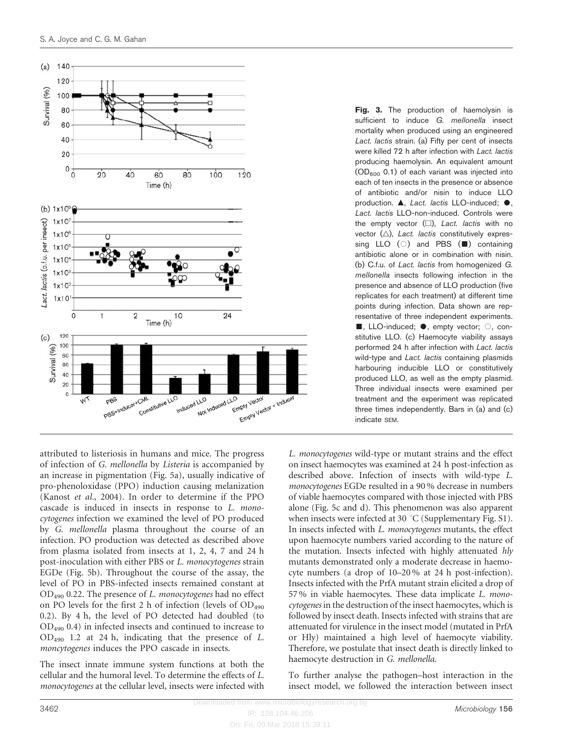**Fig. 3.** The production of haemolysin is sufficient to induce *G. mellonella* insect mortality when produced using an engineered *Lact. lactis* strain. (a) Fifty per cent of insects were killed 72 h after infection with *Lact. lactis* producing haemolysin. An equivalent amount ($OD_{600}$ 0.1) of each variant was injected into each of ten insects in the presence or absence of antibiotic and/or nisin to induce LLO production. ▲, *Lact. lactis* LLO-induced; ●, *Lact. lactis* LLO-non-induced. Controls were the empty vector (□), *Lact. lactis* with no vector (△), *Lact. lactis* constitutively expressing LLO (○) and PBS (■) containing antibiotic alone or in combination with nisin. (b) C.f.u. of *Lact. lactis* from homogenized *G. mellonella* insects following infection in the presence and absence of LLO production (five replicates for each treatment) at different time points during infection. Data shown are representative of three independent experiments. ■, LLO-induced; ●, empty vector; ○, constitutive LLO. (c) Haemocyte viability assays performed 24 h after infection with *Lact. lactis* wild-type and *Lact. lactis* containing plasmids harbouring inducible LLO or constitutively produced LLO, as well as the empty plasmid. Three individual insects were examined per treatment and the experiment was replicated three times independently. Bars in (a) and (c) indicate SEM.

attributed to listeriosis in humans and mice. The progress of infection of *G. mellonella* by *Listeria* is accompanied by an increase in pigmentation (Fig. 5a), usually indicative of pro-phenoloxidase (PPO) induction causing melanization (Kanost *et al.*, 2004). In order to determine if the PPO cascade is induced in insects in response to *L. monocytogenes* infection we examined the level of PO produced by *G. mellonella* plasma throughout the course of an infection. PO production was detected as described above from plasma isolated from insects at 1, 2, 4, 7 and 24 h post-inoculation with either PBS or *L. monocytogenes* strain EGDe (Fig. 5b). Throughout the course of the assay, the level of PO in PBS-infected insects remained constant at $OD_{490}$ 0.22. The presence of *L. monocytogenes* had no effect on PO levels for the first 2 h of infection (levels of $OD_{490}$ 0.2). By 4 h, the level of PO detected had doubled (to $OD_{490}$ 0.4) in infected insects and continued to increase to $OD_{490}$ 1.2 at 24 h, indicating that the presence of *L. moncytogenes* induces the PPO cascade in insects.

The insect innate immune system functions at both the cellular and the humoral level. To determine the effects of *L. monocytogenes* at the cellular level, insects were infected with *L. monocytogenes* wild-type or mutant strains and the effect on insect haemocytes was examined at 24 h post-infection as described above. Infection of insects with wild-type *L. monocytogenes* EGDe resulted in a 90 % decrease in numbers of viable haemocytes compared with those injected with PBS alone (Fig. 5c and d). This phenomenon was also apparent when insects were infected at 30 °C (Supplementary Fig. S1). In insects infected with *L. monocytogenes* mutants, the effect upon haemocyte numbers varied according to the nature of the mutation. Insects infected with highly attenuated *hly* mutants demonstrated only a moderate decrease in haemocyte numbers (a drop of 10–20 % at 24 h post-infection). Insects infected with the PrfA mutant strain elicited a drop of 57 % in viable haemocytes. These data implicate *L. monocytogenes* in the destruction of the insect haemocytes, which is followed by insect death. Insects infected with strains that are attenuated for virulence in the insect model (mutated in PrfA or Hly) maintained a high level of haemocyte viability. Therefore, we postulate that insect death is directly linked to haemocyte destruction in *G. mellonella.*

To further analyse the pathogen–host interaction in the insect model, we followed the interaction between insect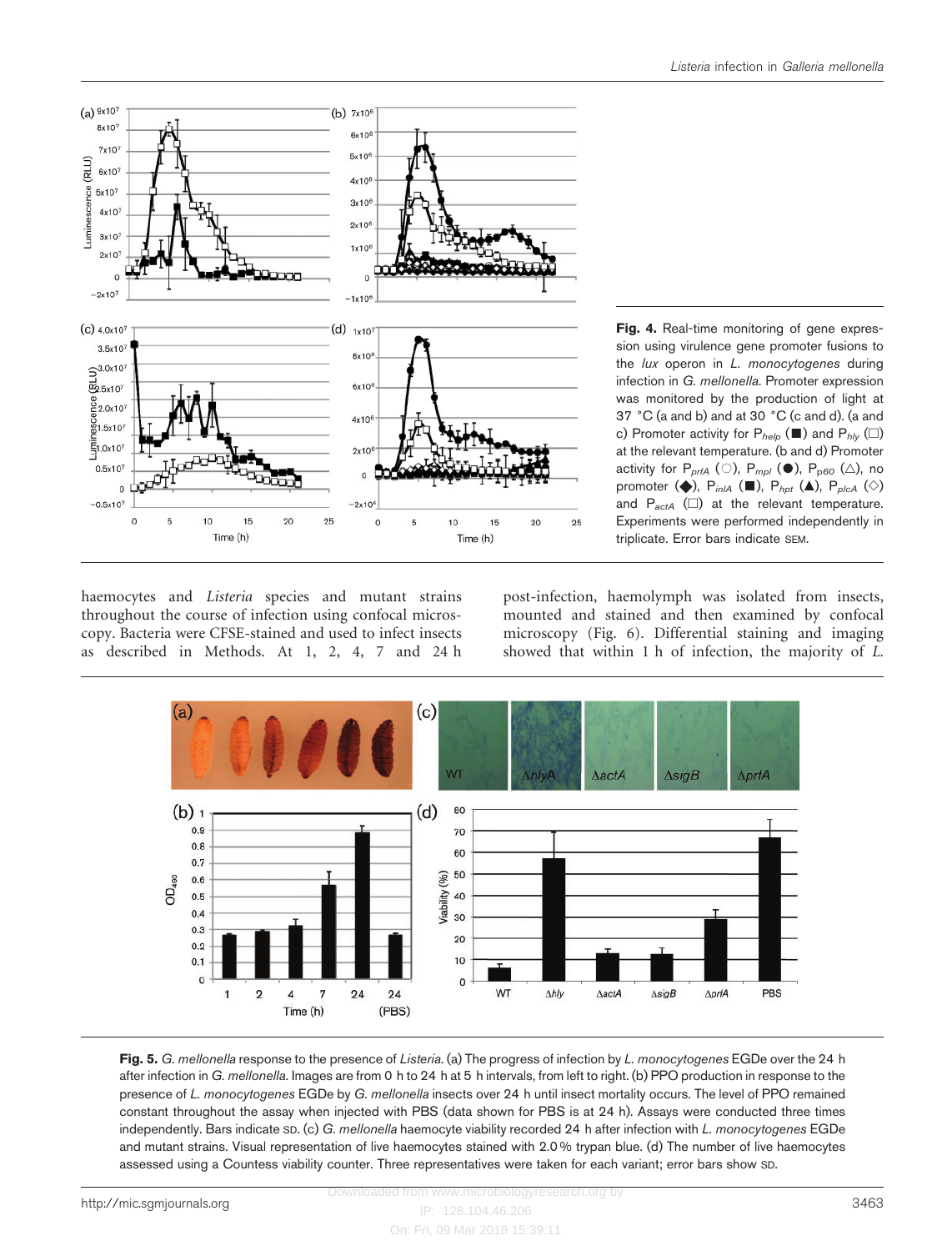**Fig. 4.** Real-time monitoring of gene expression using virulence gene promoter fusions to the *lux* operon in *L. monocytogenes* during infection in *G. mellonella*. Promoter expression was monitored by the production of light at 37 °C (a and b) and at 30 °C (c and d). (a and c) Promoter activity for $P_{help}$ (■) and $P_{hly}$ (□) at the relevant temperature. (b and d) Promoter activity for $P_{prfA}$ (○), $P_{mpl}$ (●), $P_{p60}$ (△), no promoter (◆), $P_{inlA}$ (■), $P_{hpt}$ (▲), $P_{plcA}$ (◇) and $P_{actA}$ (□) at the relevant temperature. Experiments were performed independently in triplicate. Error bars indicate SEM.

haemocytes and *Listeria* species and mutant strains throughout the course of infection using confocal microscopy. Bacteria were CFSE-stained and used to infect insects as described in Methods. At 1, 2, 4, 7 and 24 h post-infection, haemolymph was isolated from insects, mounted and stained and then examined by confocal microscopy (Fig. 6). Differential staining and imaging showed that within 1 h of infection, the majority of *L.*

**Fig. 5.** *G. mellonella* response to the presence of *Listeria*. (a) The progress of infection by *L. monocytogenes* EGDe over the 24 h after infection in *G. mellonella*. Images are from 0 h to 24 h at 5 h intervals, from left to right. (b) PPO production in response to the presence of *L. monocytogenes* EGDe by *G. mellonella* insects over 24 h until insect mortality occurs. The level of PPO remained constant throughout the assay when injected with PBS (data shown for PBS is at 24 h). Assays were conducted three times independently. Bars indicate SD. (c) *G. mellonella* haemocyte viability recorded 24 h after infection with *L. monocytogenes* EGDe and mutant strains. Visual representation of live haemocytes stained with 2.0 % trypan blue. (d) The number of live haemocytes assessed using a Countess viability counter. Three representatives were taken for each variant; error bars show SD.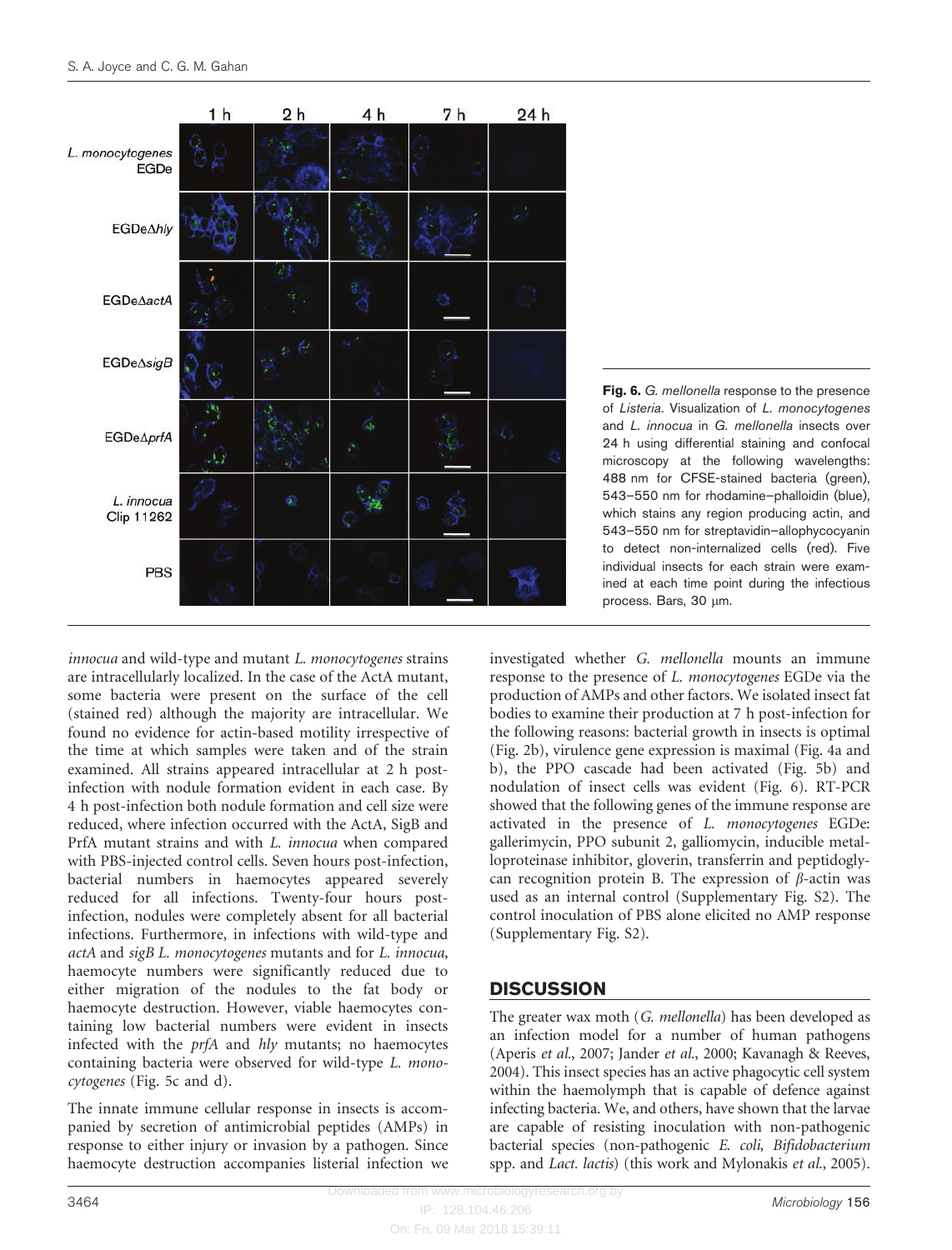**Fig. 6.** *G. mellonella* response to the presence of *Listeria*. Visualization of *L. monocytogenes* and *L. innocua* in *G. mellonella* insects over 24 h using differential staining and confocal microscopy at the following wavelengths: 488 nm for CFSE-stained bacteria (green), 543–550 nm for rhodamine–phalloidin (blue), which stains any region producing actin, and 543–550 nm for streptavidin–allophycocyanin to detect non-internalized cells (red). Five individual insects for each strain were examined at each time point during the infectious process. Bars, 30 μm.

*innocua* and wild-type and mutant *L. monocytogenes* strains are intracellularly localized. In the case of the ActA mutant, some bacteria were present on the surface of the cell (stained red) although the majority are intracellular. We found no evidence for actin-based motility irrespective of the time at which samples were taken and of the strain examined. All strains appeared intracellular at 2 h post-infection with nodule formation evident in each case. By 4 h post-infection both nodule formation and cell size were reduced, where infection occurred with the ActA, SigB and PrfA mutant strains and with *L. innocua* when compared with PBS-injected control cells. Seven hours post-infection, bacterial numbers in haemocytes appeared severely reduced for all infections. Twenty-four hours post-infection, nodules were completely absent for all bacterial infections. Furthermore, in infections with wild-type and *actA* and *sigB L. monocytogenes* mutants and for *L. innocua*, haemocyte numbers were significantly reduced due to either migration of the nodules to the fat body or haemocyte destruction. However, viable haemocytes containing low bacterial numbers were evident in insects infected with the *prfA* and *hly* mutants; no haemocytes containing bacteria were observed for wild-type *L. monocytogenes* (Fig. 5c and d).

The innate immune cellular response in insects is accompanied by secretion of antimicrobial peptides (AMPs) in response to either injury or invasion by a pathogen. Since haemocyte destruction accompanies listerial infection we investigated whether *G. mellonella* mounts an immune response to the presence of *L. monocytogenes* EGDe via the production of AMPs and other factors. We isolated insect fat bodies to examine their production at 7 h post-infection for the following reasons: bacterial growth in insects is optimal (Fig. 2b), virulence gene expression is maximal (Fig. 4a and b), the PPO cascade had been activated (Fig. 5b) and nodulation of insect cells was evident (Fig. 6). RT-PCR showed that the following genes of the immune response are activated in the presence of *L. monocytogenes* EGDe: gallerimycin, PPO subunit 2, galliomycin, inducible metalloproteinase inhibitor, gloverin, transferrin and peptidoglycan recognition protein B. The expression of $\beta$-actin was used as an internal control (Supplementary Fig. S2). The control inoculation of PBS alone elicited no AMP response (Supplementary Fig. S2).

## DISCUSSION

The greater wax moth (*G. mellonella*) has been developed as an infection model for a number of human pathogens (Aperis *et al.*, 2007; Jander *et al.*, 2000; Kavanagh & Reeves, 2004). This insect species has an active phagocytic cell system within the haemolymph that is capable of defence against infecting bacteria. We, and others, have shown that the larvae are capable of resisting inoculation with non-pathogenic bacterial species (non-pathogenic *E. coli*, *Bifidobacterium* spp. and *Lact. lactis*) (this work and Mylonakis *et al.*, 2005).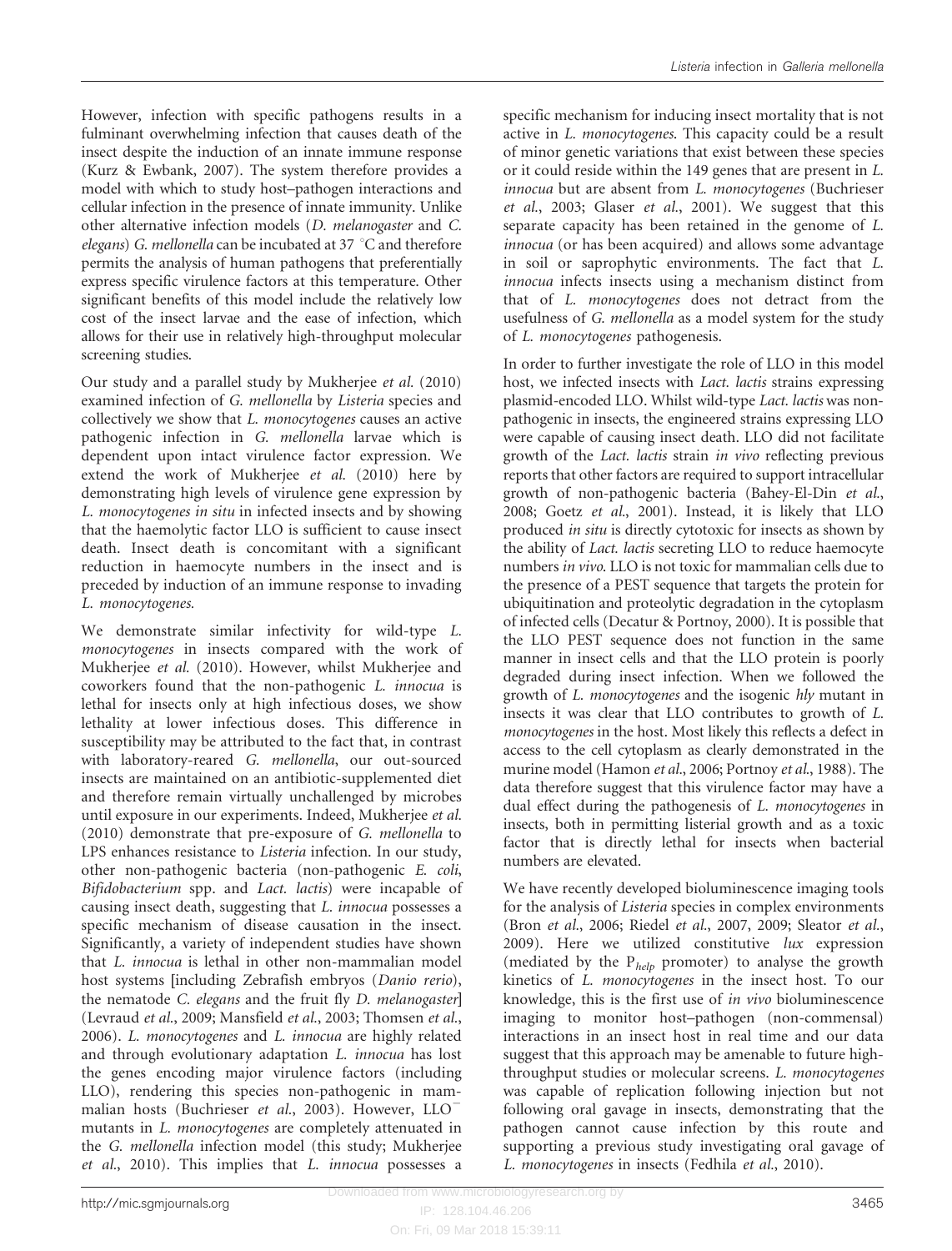However, infection with specific pathogens results in a fulminant overwhelming infection that causes death of the insect despite the induction of an innate immune response (Kurz & Ewbank, 2007). The system therefore provides a model with which to study host–pathogen interactions and cellular infection in the presence of innate immunity. Unlike other alternative infection models (*D. melanogaster* and *C. elegans*) *G. mellonella* can be incubated at 37 °C and therefore permits the analysis of human pathogens that preferentially express specific virulence factors at this temperature. Other significant benefits of this model include the relatively low cost of the insect larvae and the ease of infection, which allows for their use in relatively high-throughput molecular screening studies.

Our study and a parallel study by Mukherjee *et al.* (2010) examined infection of *G. mellonella* by *Listeria* species and collectively we show that *L. monocytogenes* causes an active pathogenic infection in *G. mellonella* larvae which is dependent upon intact virulence factor expression. We extend the work of Mukherjee *et al.* (2010) here by demonstrating high levels of virulence gene expression by *L. monocytogenes in situ* in infected insects and by showing that the haemolytic factor LLO is sufficient to cause insect death. Insect death is concomitant with a significant reduction in haemocyte numbers in the insect and is preceded by induction of an immune response to invading *L. monocytogenes*.

We demonstrate similar infectivity for wild-type *L. monocytogenes* in insects compared with the work of Mukherjee *et al.* (2010). However, whilst Mukherjee and coworkers found that the non-pathogenic *L. innocua* is lethal for insects only at high infectious doses, we show lethality at lower infectious doses. This difference in susceptibility may be attributed to the fact that, in contrast with laboratory-reared *G. mellonella*, our out-sourced insects are maintained on an antibiotic-supplemented diet and therefore remain virtually unchallenged by microbes until exposure in our experiments. Indeed, Mukherjee *et al.* (2010) demonstrate that pre-exposure of *G. mellonella* to LPS enhances resistance to *Listeria* infection. In our study, other non-pathogenic bacteria (non-pathogenic *E. coli*, *Bifidobacterium* spp. and *Lact. lactis*) were incapable of causing insect death, suggesting that *L. innocua* possesses a specific mechanism of disease causation in the insect. Significantly, a variety of independent studies have shown that *L. innocua* is lethal in other non-mammalian model host systems [including Zebrafish embryos (*Danio rerio*), the nematode *C. elegans* and the fruit fly *D. melanogaster*] (Levraud *et al.*, 2009; Mansfield *et al.*, 2003; Thomsen *et al.*, 2006). *L. monocytogenes* and *L. innocua* are highly related and through evolutionary adaptation *L. innocua* has lost the genes encoding major virulence factors (including LLO), rendering this species non-pathogenic in mammalian hosts (Buchrieser *et al.*, 2003). However, LLO$^{-}$ mutants in *L. monocytogenes* are completely attenuated in the *G. mellonella* infection model (this study; Mukherjee *et al.*, 2010). This implies that *L. innocua* possesses a specific mechanism for inducing insect mortality that is not active in *L. monocytogenes*. This capacity could be a result of minor genetic variations that exist between these species or it could reside within the 149 genes that are present in *L. innocua* but are absent from *L. monocytogenes* (Buchrieser *et al.*, 2003; Glaser *et al.*, 2001). We suggest that this separate capacity has been retained in the genome of *L. innocua* (or has been acquired) and allows some advantage in soil or saprophytic environments. The fact that *L. innocua* infects insects using a mechanism distinct from that of *L. monocytogenes* does not detract from the usefulness of *G. mellonella* as a model system for the study of *L. monocytogenes* pathogenesis.

In order to further investigate the role of LLO in this model host, we infected insects with *Lact. lactis* strains expressing plasmid-encoded LLO. Whilst wild-type *Lact. lactis* was non-pathogenic in insects, the engineered strains expressing LLO were capable of causing insect death. LLO did not facilitate growth of the *Lact. lactis* strain *in vivo* reflecting previous reports that other factors are required to support intracellular growth of non-pathogenic bacteria (Bahey-El-Din *et al.*, 2008; Goetz *et al.*, 2001). Instead, it is likely that LLO produced *in situ* is directly cytotoxic for insects as shown by the ability of *Lact. lactis* secreting LLO to reduce haemocyte numbers *in vivo*. LLO is not toxic for mammalian cells due to the presence of a PEST sequence that targets the protein for ubiquitination and proteolytic degradation in the cytoplasm of infected cells (Decatur & Portnoy, 2000). It is possible that the LLO PEST sequence does not function in the same manner in insect cells and that the LLO protein is poorly degraded during insect infection. When we followed the growth of *L. monocytogenes* and the isogenic *hly* mutant in insects it was clear that LLO contributes to growth of *L. monocytogenes* in the host. Most likely this reflects a defect in access to the cell cytoplasm as clearly demonstrated in the murine model (Hamon *et al.*, 2006; Portnoy *et al.*, 1988). The data therefore suggest that this virulence factor may have a dual effect during the pathogenesis of *L. monocytogenes* in insects, both in permitting listerial growth and as a toxic factor that is directly lethal for insects when bacterial numbers are elevated.

We have recently developed bioluminescence imaging tools for the analysis of *Listeria* species in complex environments (Bron *et al.*, 2006; Riedel *et al.*, 2007, 2009; Sleator *et al.*, 2009). Here we utilized constitutive *lux* expression (mediated by the $P_{help}$ promoter) to analyse the growth kinetics of *L. monocytogenes* in the insect host. To our knowledge, this is the first use of *in vivo* bioluminescence imaging to monitor host–pathogen (non-commensal) interactions in an insect host in real time and our data suggest that this approach may be amenable to future high-throughput studies or molecular screens. *L. monocytogenes* was capable of replication following injection but not following oral gavage in insects, demonstrating that the pathogen cannot cause infection by this route and supporting a previous study investigating oral gavage of *L. monocytogenes* in insects (Fedhila *et al.*, 2010).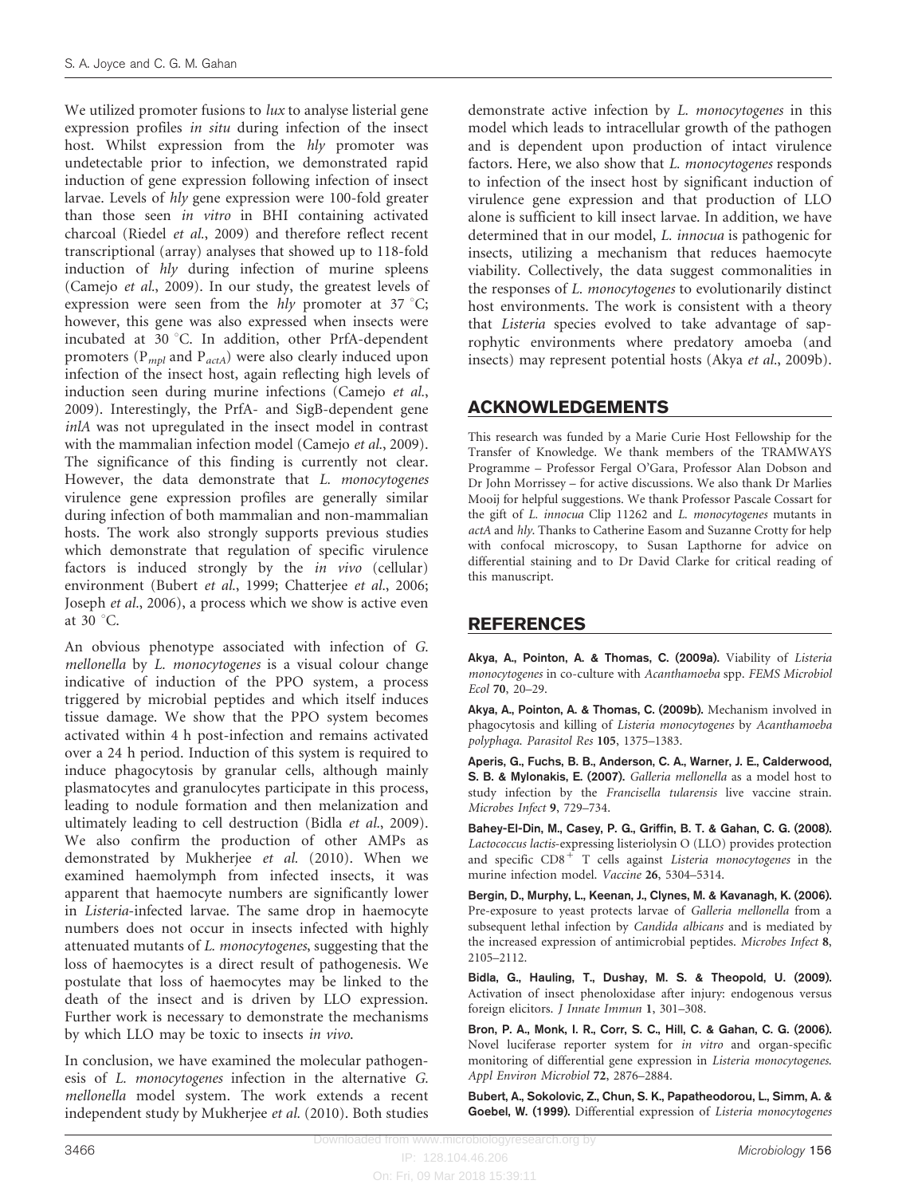We utilized promoter fusions to *lux* to analyse listerial gene expression profiles *in situ* during infection of the insect host. Whilst expression from the *hly* promoter was undetectable prior to infection, we demonstrated rapid induction of gene expression following infection of insect larvae. Levels of *hly* gene expression were 100-fold greater than those seen *in vitro* in BHI containing activated charcoal (Riedel *et al.*, 2009) and therefore reflect recent transcriptional (array) analyses that showed up to 118-fold induction of *hly* during infection of murine spleens (Camejo *et al.*, 2009). In our study, the greatest levels of expression were seen from the *hly* promoter at 37 °C; however, this gene was also expressed when insects were incubated at 30 °C. In addition, other PrfA-dependent promoters ($P_{mpl}$ and $P_{actA}$) were also clearly induced upon infection of the insect host, again reflecting high levels of induction seen during murine infections (Camejo *et al.*, 2009). Interestingly, the PrfA- and SigB-dependent gene *inlA* was not upregulated in the insect model in contrast with the mammalian infection model (Camejo *et al.*, 2009). The significance of this finding is currently not clear. However, the data demonstrate that *L. monocytogenes* virulence gene expression profiles are generally similar during infection of both mammalian and non-mammalian hosts. The work also strongly supports previous studies which demonstrate that regulation of specific virulence factors is induced strongly by the *in vivo* (cellular) environment (Bubert *et al.*, 1999; Chatterjee *et al.*, 2006; Joseph *et al.*, 2006), a process which we show is active even at 30 °C.

An obvious phenotype associated with infection of *G. mellonella* by *L. monocytogenes* is a visual colour change indicative of induction of the PPO system, a process triggered by microbial peptides and which itself induces tissue damage. We show that the PPO system becomes activated within 4 h post-infection and remains activated over a 24 h period. Induction of this system is required to induce phagocytosis by granular cells, although mainly plasmatocytes and granulocytes participate in this process, leading to nodule formation and then melanization and ultimately leading to cell destruction (Bidla *et al.*, 2009). We also confirm the production of other AMPs as demonstrated by Mukherjee *et al.* (2010). When we examined haemolymph from infected insects, it was apparent that haemocyte numbers are significantly lower in *Listeria*-infected larvae. The same drop in haemocyte numbers does not occur in insects infected with highly attenuated mutants of *L. monocytogenes*, suggesting that the loss of haemocytes is a direct result of pathogenesis. We postulate that loss of haemocytes may be linked to the death of the insect and is driven by LLO expression. Further work is necessary to demonstrate the mechanisms by which LLO may be toxic to insects *in vivo*.

In conclusion, we have examined the molecular pathogenesis of *L. monocytogenes* infection in the alternative *G. mellonella* model system. The work extends a recent independent study by Mukherjee *et al.* (2010). Both studies demonstrate active infection by *L. monocytogenes* in this model which leads to intracellular growth of the pathogen and is dependent upon production of intact virulence factors. Here, we also show that *L. monocytogenes* responds to infection of the insect host by significant induction of virulence gene expression and that production of LLO alone is sufficient to kill insect larvae. In addition, we have determined that in our model, *L. innocua* is pathogenic for insects, utilizing a mechanism that reduces haemocyte viability. Collectively, the data suggest commonalities in the responses of *L. monocytogenes* to evolutionarily distinct host environments. The work is consistent with a theory that *Listeria* species evolved to take advantage of saprophytic environments where predatory amoeba (and insects) may represent potential hosts (Akya *et al.*, 2009b).

## ACKNOWLEDGEMENTS

This research was funded by a Marie Curie Host Fellowship for the Transfer of Knowledge. We thank members of the TRAMWAYS Programme – Professor Fergal O'Gara, Professor Alan Dobson and Dr John Morrissey – for active discussions. We also thank Dr Marlies Mooij for helpful suggestions. We thank Professor Pascale Cossart for the gift of *L. innocua* Clip 11262 and *L. monocytogenes* mutants in *actA* and *hly*. Thanks to Catherine Easom and Suzanne Crotty for help with confocal microscopy, to Susan Lapthorne for advice on differential staining and to Dr David Clarke for critical reading of this manuscript.

## REFERENCES

**Akya, A., Pointon, A. & Thomas, C. (2009a).** Viability of *Listeria monocytogenes* in co-culture with *Acanthamoeba* spp. *FEMS Microbiol Ecol* **70**, 20–29.

**Akya, A., Pointon, A. & Thomas, C. (2009b).** Mechanism involved in phagocytosis and killing of *Listeria monocytogenes* by *Acanthamoeba polyphaga*. *Parasitol Res* **105**, 1375–1383.

**Aperis, G., Fuchs, B. B., Anderson, C. A., Warner, J. E., Calderwood, S. B. & Mylonakis, E. (2007).** *Galleria mellonella* as a model host to study infection by the *Francisella tularensis* live vaccine strain. *Microbes Infect* **9**, 729–734.

**Bahey-El-Din, M., Casey, P. G., Griffin, B. T. & Gahan, C. G. (2008).** *Lactococcus lactis*-expressing listeriolysin O (LLO) provides protection and specific $CD8^+$ T cells against *Listeria monocytogenes* in the murine infection model. *Vaccine* **26**, 5304–5314.

**Bergin, D., Murphy, L., Keenan, J., Clynes, M. & Kavanagh, K. (2006).** Pre-exposure to yeast protects larvae of *Galleria mellonella* from a subsequent lethal infection by *Candida albicans* and is mediated by the increased expression of antimicrobial peptides. *Microbes Infect* **8**, 2105–2112.

**Bidla, G., Hauling, T., Dushay, M. S. & Theopold, U. (2009).** Activation of insect phenoloxidase after injury: endogenous versus foreign elicitors. *J Innate Immun* **1**, 301–308.

**Bron, P. A., Monk, I. R., Corr, S. C., Hill, C. & Gahan, C. G. (2006).** Novel luciferase reporter system for *in vitro* and organ-specific monitoring of differential gene expression in *Listeria monocytogenes*. *Appl Environ Microbiol* **72**, 2876–2884.

**Bubert, A., Sokolovic, Z., Chun, S. K., Papatheodorou, L., Simm, A. & Goebel, W. (1999).** Differential expression of *Listeria monocytogenes*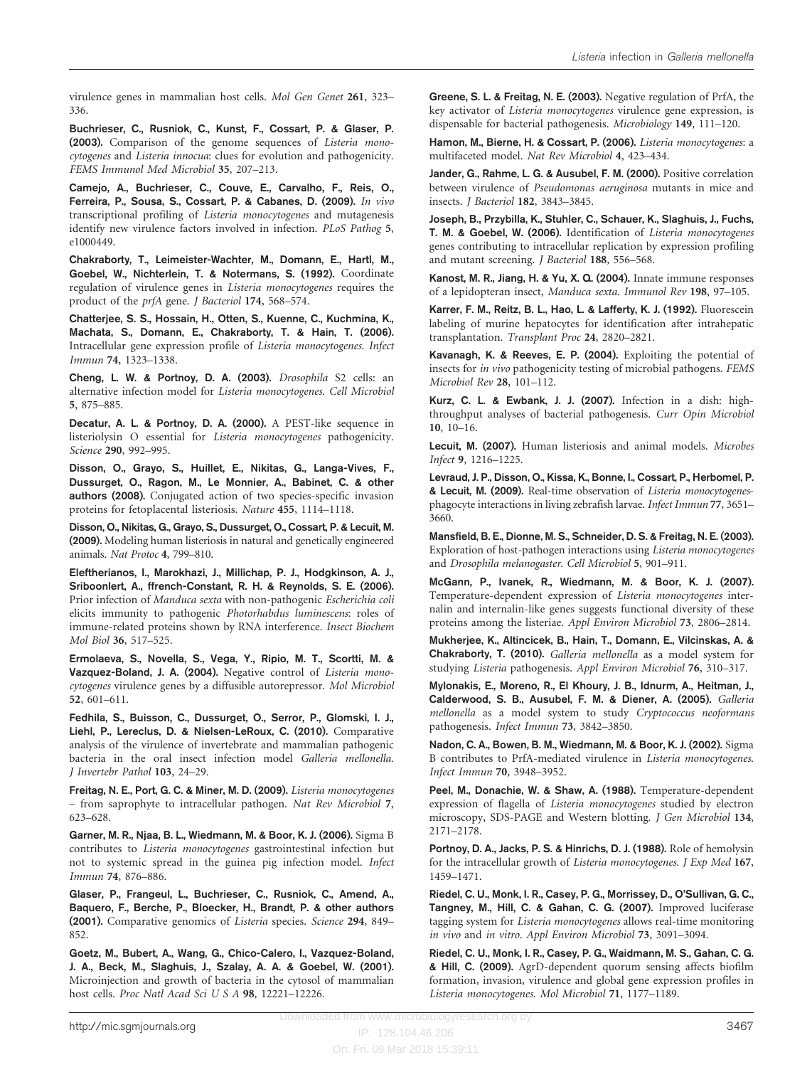virulence genes in mammalian host cells. *Mol Gen Genet* **261**, 323–336.

**Buchrieser, C., Rusniok, C., Kunst, F., Cossart, P. & Glaser, P. (2003).** Comparison of the genome sequences of *Listeria monocytogenes* and *Listeria innocua*: clues for evolution and pathogenicity. *FEMS Immunol Med Microbiol* **35**, 207–213.

**Camejo, A., Buchrieser, C., Couve, E., Carvalho, F., Reis, O., Ferreira, P., Sousa, S., Cossart, P. & Cabanes, D. (2009).** *In vivo* transcriptional profiling of *Listeria monocytogenes* and mutagenesis identify new virulence factors involved in infection. *PLoS Pathog* **5**, e1000449.

**Chakraborty, T., Leimeister-Wachter, M., Domann, E., Hartl, M., Goebel, W., Nichterlein, T. & Notermans, S. (1992).** Coordinate regulation of virulence genes in *Listeria monocytogenes* requires the product of the *prfA* gene. *J Bacteriol* **174**, 568–574.

**Chatterjee, S. S., Hossain, H., Otten, S., Kuenne, C., Kuchmina, K., Machata, S., Domann, E., Chakraborty, T. & Hain, T. (2006).** Intracellular gene expression profile of *Listeria monocytogenes*. *Infect Immun* **74**, 1323–1338.

**Cheng, L. W. & Portnoy, D. A. (2003).** *Drosophila* S2 cells: an alternative infection model for *Listeria monocytogenes*. *Cell Microbiol* **5**, 875–885.

**Decatur, A. L. & Portnoy, D. A. (2000).** A PEST-like sequence in listeriolysin O essential for *Listeria monocytogenes* pathogenicity. *Science* **290**, 992–995.

**Disson, O., Grayo, S., Huillet, E., Nikitas, G., Langa-Vives, F., Dussurget, O., Ragon, M., Le Monnier, A., Babinet, C. & other authors (2008).** Conjugated action of two species-specific invasion proteins for fetoplacental listeriosis. *Nature* **455**, 1114–1118.

**Disson, O., Nikitas, G., Grayo, S., Dussurget, O., Cossart, P. & Lecuit, M. (2009).** Modeling human listeriosis in natural and genetically engineered animals. *Nat Protoc* **4**, 799–810.

**Eleftherianos, I., Marokhazi, J., Millichap, P. J., Hodgkinson, A. J., Sriboonlert, A., ffrench-Constant, R. H. & Reynolds, S. E. (2006).** Prior infection of *Manduca sexta* with non-pathogenic *Escherichia coli* elicits immunity to pathogenic *Photorhabdus luminescens*: roles of immune-related proteins shown by RNA interference. *Insect Biochem Mol Biol* **36**, 517–525.

**Ermolaeva, S., Novella, S., Vega, Y., Ripio, M. T., Scortti, M. & Vazquez-Boland, J. A. (2004).** Negative control of *Listeria monocytogenes* virulence genes by a diffusible autorepressor. *Mol Microbiol* **52**, 601–611.

**Fedhila, S., Buisson, C., Dussurget, O., Serror, P., Glomski, I. J., Liehl, P., Lereclus, D. & Nielsen-LeRoux, C. (2010).** Comparative analysis of the virulence of invertebrate and mammalian pathogenic bacteria in the oral insect infection model *Galleria mellonella*. *J Invertebr Pathol* **103**, 24–29.

**Freitag, N. E., Port, G. C. & Miner, M. D. (2009).** *Listeria monocytogenes* – from saprophyte to intracellular pathogen. *Nat Rev Microbiol* **7**, 623–628.

**Garner, M. R., Njaa, B. L., Wiedmann, M. & Boor, K. J. (2006).** Sigma B contributes to *Listeria monocytogenes* gastrointestinal infection but not to systemic spread in the guinea pig infection model. *Infect Immun* **74**, 876–886.

**Glaser, P., Frangeul, L., Buchrieser, C., Rusniok, C., Amend, A., Baquero, F., Berche, P., Bloecker, H., Brandt, P. & other authors (2001).** Comparative genomics of *Listeria* species. *Science* **294**, 849–852.

**Goetz, M., Bubert, A., Wang, G., Chico-Calero, I., Vazquez-Boland, J. A., Beck, M., Slaghuis, J., Szalay, A. A. & Goebel, W. (2001).** Microinjection and growth of bacteria in the cytosol of mammalian host cells. *Proc Natl Acad Sci U S A* **98**, 12221–12226.

**Greene, S. L. & Freitag, N. E. (2003).** Negative regulation of PrfA, the key activator of *Listeria monocytogenes* virulence gene expression, is dispensable for bacterial pathogenesis. *Microbiology* **149**, 111–120.

**Hamon, M., Bierne, H. & Cossart, P. (2006).** *Listeria monocytogenes*: a multifaceted model. *Nat Rev Microbiol* **4**, 423–434.

**Jander, G., Rahme, L. G. & Ausubel, F. M. (2000).** Positive correlation between virulence of *Pseudomonas aeruginosa* mutants in mice and insects. *J Bacteriol* **182**, 3843–3845.

**Joseph, B., Przybilla, K., Stuhler, C., Schauer, K., Slaghuis, J., Fuchs, T. M. & Goebel, W. (2006).** Identification of *Listeria monocytogenes* genes contributing to intracellular replication by expression profiling and mutant screening. *J Bacteriol* **188**, 556–568.

**Kanost, M. R., Jiang, H. & Yu, X. Q. (2004).** Innate immune responses of a lepidopteran insect, *Manduca sexta*. *Immunol Rev* **198**, 97–105.

**Karrer, F. M., Reitz, B. L., Hao, L. & Lafferty, K. J. (1992).** Fluorescein labeling of murine hepatocytes for identification after intrahepatic transplantation. *Transplant Proc* **24**, 2820–2821.

**Kavanagh, K. & Reeves, E. P. (2004).** Exploiting the potential of insects for *in vivo* pathogenicity testing of microbial pathogens. *FEMS Microbiol Rev* **28**, 101–112.

**Kurz, C. L. & Ewbank, J. J. (2007).** Infection in a dish: high-throughput analyses of bacterial pathogenesis. *Curr Opin Microbiol* **10**, 10–16.

**Lecuit, M. (2007).** Human listeriosis and animal models. *Microbes Infect* **9**, 1216–1225.

**Levraud, J. P., Disson, O., Kissa, K., Bonne, I., Cossart, P., Herbomel, P. & Lecuit, M. (2009).** Real-time observation of *Listeria monocytogenes*-phagocyte interactions in living zebrafish larvae. *Infect Immun* **77**, 3651–3660.

**Mansfield, B. E., Dionne, M. S., Schneider, D. S. & Freitag, N. E. (2003).** Exploration of host-pathogen interactions using *Listeria monocytogenes* and *Drosophila melanogaster*. *Cell Microbiol* **5**, 901–911.

**McGann, P., Ivanek, R., Wiedmann, M. & Boor, K. J. (2007).** Temperature-dependent expression of *Listeria monocytogenes* internalin and internalin-like genes suggests functional diversity of these proteins among the listeriae. *Appl Environ Microbiol* **73**, 2806–2814.

**Mukherjee, K., Altincicek, B., Hain, T., Domann, E., Vilcinskas, A. & Chakraborty, T. (2010).** *Galleria mellonella* as a model system for studying *Listeria* pathogenesis. *Appl Environ Microbiol* **76**, 310–317.

**Mylonakis, E., Moreno, R., El Khoury, J. B., Idnurm, A., Heitman, J., Calderwood, S. B., Ausubel, F. M. & Diener, A. (2005).** *Galleria mellonella* as a model system to study *Cryptococcus neoformans* pathogenesis. *Infect Immun* **73**, 3842–3850.

**Nadon, C. A., Bowen, B. M., Wiedmann, M. & Boor, K. J. (2002).** Sigma B contributes to PrfA-mediated virulence in *Listeria monocytogenes*. *Infect Immun* **70**, 3948–3952.

**Peel, M., Donachie, W. & Shaw, A. (1988).** Temperature-dependent expression of flagella of *Listeria monocytogenes* studied by electron microscopy, SDS-PAGE and Western blotting. *J Gen Microbiol* **134**, 2171–2178.

**Portnoy, D. A., Jacks, P. S. & Hinrichs, D. J. (1988).** Role of hemolysin for the intracellular growth of *Listeria monocytogenes*. *J Exp Med* **167**, 1459–1471.

**Riedel, C. U., Monk, I. R., Casey, P. G., Morrissey, D., O'Sullivan, G. C., Tangney, M., Hill, C. & Gahan, C. G. (2007).** Improved luciferase tagging system for *Listeria monocytogenes* allows real-time monitoring *in vivo* and *in vitro*. *Appl Environ Microbiol* **73**, 3091–3094.

**Riedel, C. U., Monk, I. R., Casey, P. G., Waidmann, M. S., Gahan, C. G. & Hill, C. (2009).** AgrD-dependent quorum sensing affects biofilm formation, invasion, virulence and global gene expression profiles in *Listeria monocytogenes*. *Mol Microbiol* **71**, 1177–1189.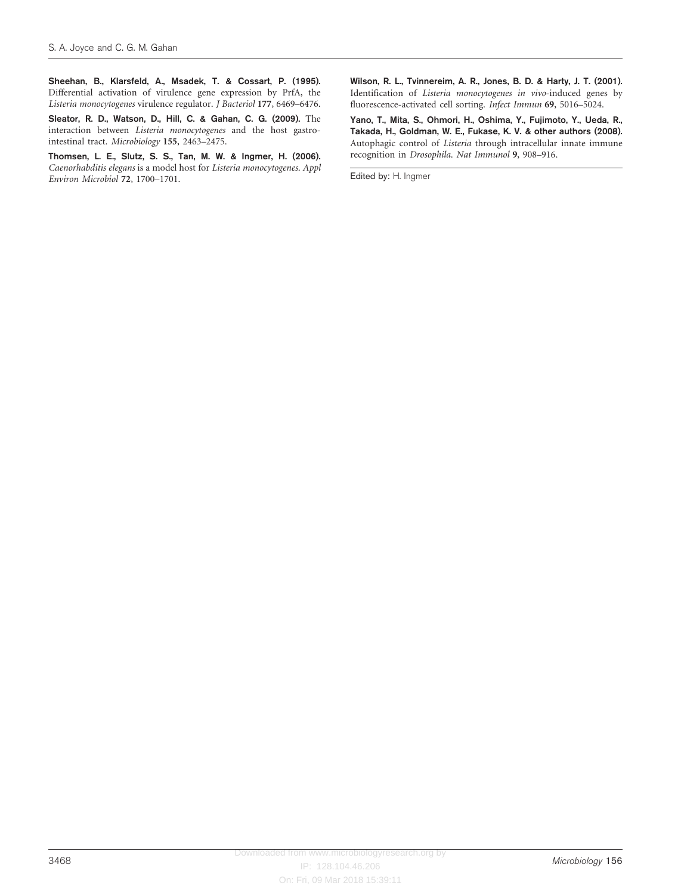**Sheehan, B., Klarsfeld, A., Msadek, T. & Cossart, P. (1995).** Differential activation of virulence gene expression by PrfA, the *Listeria monocytogenes* virulence regulator. *J Bacteriol* **177**, 6469–6476.

**Sleator, R. D., Watson, D., Hill, C. & Gahan, C. G. (2009).** The interaction between *Listeria monocytogenes* and the host gastrointestinal tract. *Microbiology* **155**, 2463–2475.

**Thomsen, L. E., Slutz, S. S., Tan, M. W. & Ingmer, H. (2006).** *Caenorhabditis elegans* is a model host for *Listeria monocytogenes*. *Appl Environ Microbiol* **72**, 1700–1701.

**Wilson, R. L., Tvinnereim, A. R., Jones, B. D. & Harty, J. T. (2001).** Identification of *Listeria monocytogenes in vivo*-induced genes by fluorescence-activated cell sorting. *Infect Immun* **69**, 5016–5024.

**Yano, T., Mita, S., Ohmori, H., Oshima, Y., Fujimoto, Y., Ueda, R., Takada, H., Goldman, W. E., Fukase, K. V. & other authors (2008).** Autophagic control of *Listeria* through intracellular innate immune recognition in *Drosophila*. *Nat Immunol* **9**, 908–916.

Edited by: H. Ingmer